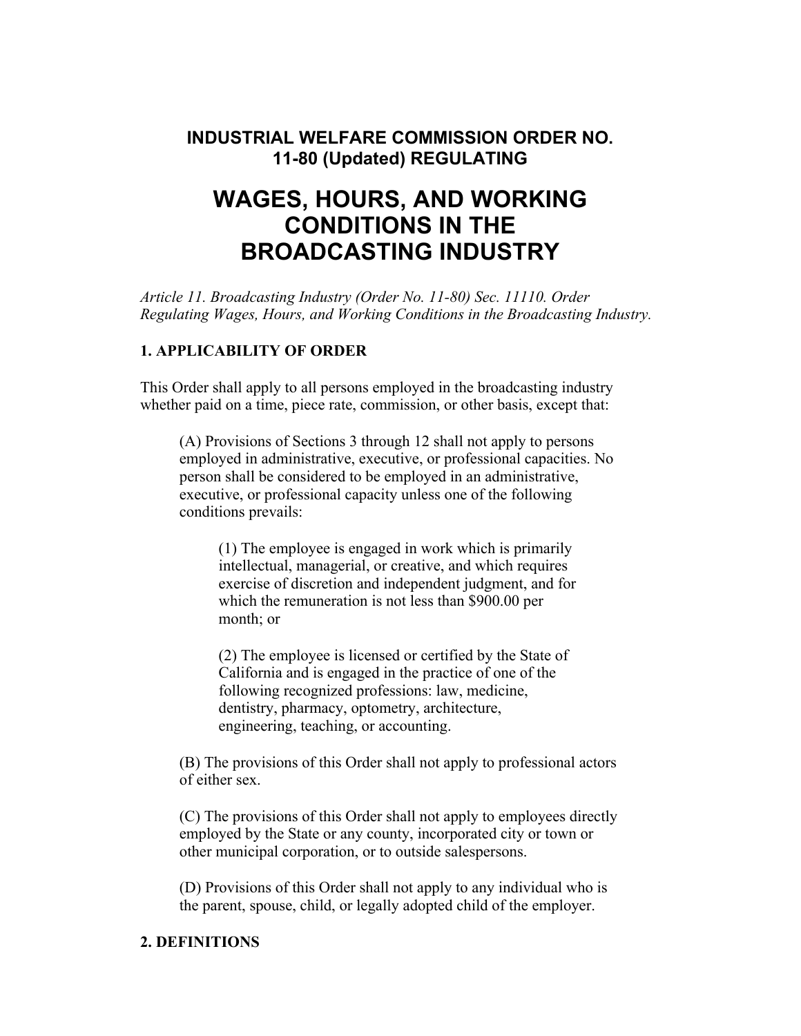**INDUSTRIAL WELFARE COMMISSION ORDER NO. 11-80 (Updated) REGULATING**

# WAGES, HOURS, AND WORKING CONDITIONS IN THE BROADCASTING INDUSTRY

*Article 11. Broadcasting Industry (Order No. 11-80) Sec. 11110. Order Regulating Wages, Hours, and Working Conditions in the Broadcasting Industry.*

## 1. APPLICABILITY OF ORDER

This Order shall apply to all persons employed in the broadcasting industry whether paid on a time, piece rate, commission, or other basis, except that:

(A) Provisions of Sections 3 through 12 shall not apply to persons employed in administrative, executive, or professional capacities. No person shall be considered to be employed in an administrative, executive, or professional capacity unless one of the following conditions prevails:

(1) The employee is engaged in work which is primarily intellectual, managerial, or creative, and which requires exercise of discretion and independent judgment, and for which the remuneration is not less than $900.00 per month; or

(2) The employee is licensed or certified by the State of California and is engaged in the practice of one of the following recognized professions: law, medicine, dentistry, pharmacy, optometry, architecture, engineering, teaching, or accounting.

(B) The provisions of this Order shall not apply to professional actors of either sex.

(C) The provisions of this Order shall not apply to employees directly employed by the State or any county, incorporated city or town or other municipal corporation, or to outside salespersons.

(D) Provisions of this Order shall not apply to any individual who is the parent, spouse, child, or legally adopted child of the employer.

## 2. DEFINITIONS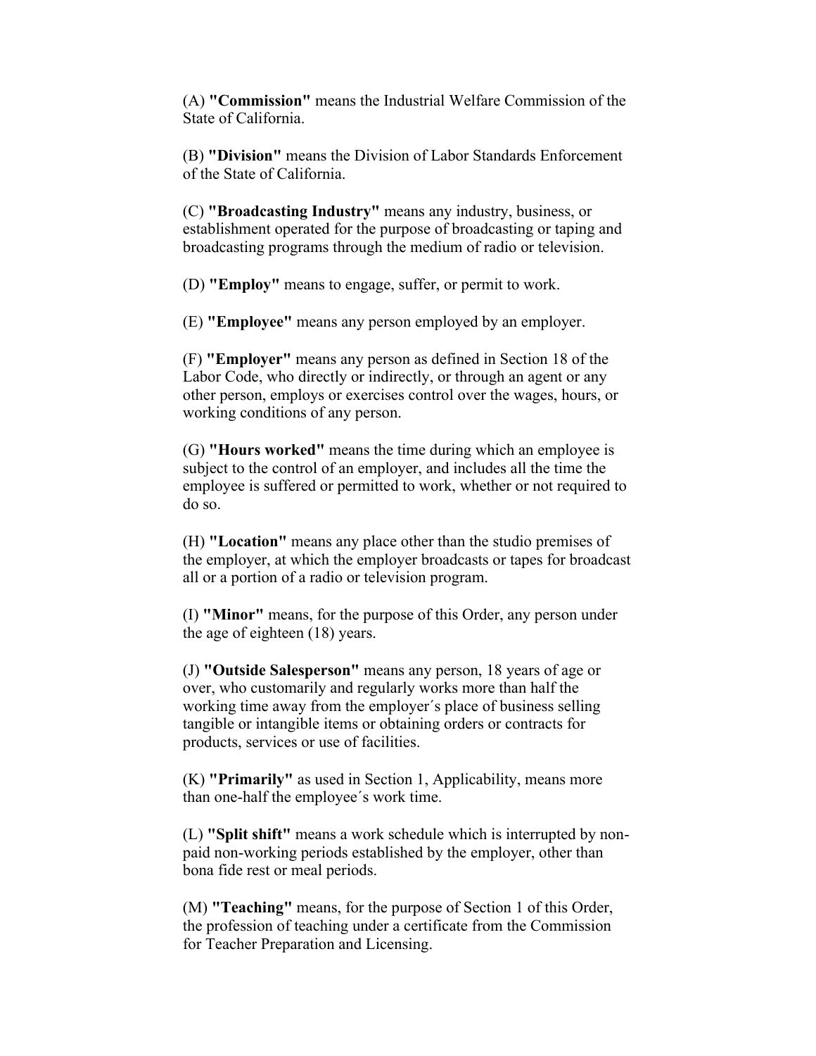(A) **"Commission"** means the Industrial Welfare Commission of the State of California.

(B) **"Division"** means the Division of Labor Standards Enforcement of the State of California.

(C) **"Broadcasting Industry"** means any industry, business, or establishment operated for the purpose of broadcasting or taping and broadcasting programs through the medium of radio or television.

(D) **"Employ"** means to engage, suffer, or permit to work.

(E) **"Employee"** means any person employed by an employer.

(F) **"Employer"** means any person as defined in Section 18 of the Labor Code, who directly or indirectly, or through an agent or any other person, employs or exercises control over the wages, hours, or working conditions of any person.

(G) **"Hours worked"** means the time during which an employee is subject to the control of an employer, and includes all the time the employee is suffered or permitted to work, whether or not required to do so.

(H) **"Location"** means any place other than the studio premises of the employer, at which the employer broadcasts or tapes for broadcast all or a portion of a radio or television program.

(I) **"Minor"** means, for the purpose of this Order, any person under the age of eighteen (18) years.

(J) **"Outside Salesperson"** means any person, 18 years of age or over, who customarily and regularly works more than half the working time away from the employer´s place of business selling tangible or intangible items or obtaining orders or contracts for products, services or use of facilities.

(K) **"Primarily"** as used in Section 1, Applicability, means more than one-half the employee´s work time.

(L) **"Split shift"** means a work schedule which is interrupted by non-paid non-working periods established by the employer, other than bona fide rest or meal periods.

(M) **"Teaching"** means, for the purpose of Section 1 of this Order, the profession of teaching under a certificate from the Commission for Teacher Preparation and Licensing.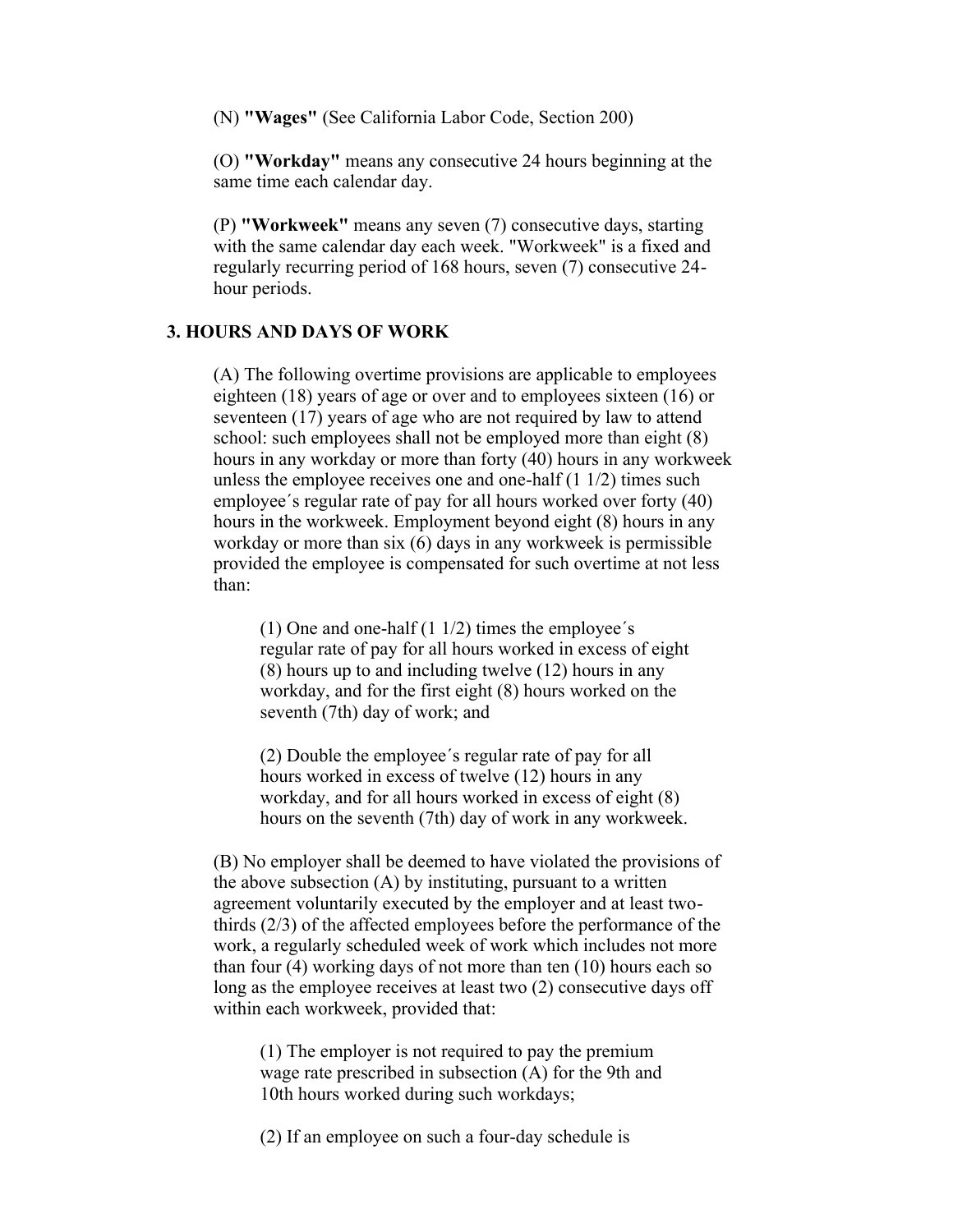(N) **"Wages"** (See California Labor Code, Section 200)

(O) **"Workday"** means any consecutive 24 hours beginning at the same time each calendar day.

(P) **"Workweek"** means any seven (7) consecutive days, starting with the same calendar day each week. "Workweek" is a fixed and regularly recurring period of 168 hours, seven (7) consecutive 24-hour periods.

**3. HOURS AND DAYS OF WORK**

(A) The following overtime provisions are applicable to employees eighteen (18) years of age or over and to employees sixteen (16) or seventeen (17) years of age who are not required by law to attend school: such employees shall not be employed more than eight (8) hours in any workday or more than forty (40) hours in any workweek unless the employee receives one and one-half (1 1/2) times such employee´s regular rate of pay for all hours worked over forty (40) hours in the workweek. Employment beyond eight (8) hours in any workday or more than six (6) days in any workweek is permissible provided the employee is compensated for such overtime at not less than:

(1) One and one-half (1 1/2) times the employee´s regular rate of pay for all hours worked in excess of eight (8) hours up to and including twelve (12) hours in any workday, and for the first eight (8) hours worked on the seventh (7th) day of work; and

(2) Double the employee´s regular rate of pay for all hours worked in excess of twelve (12) hours in any workday, and for all hours worked in excess of eight (8) hours on the seventh (7th) day of work in any workweek.

(B) No employer shall be deemed to have violated the provisions of the above subsection (A) by instituting, pursuant to a written agreement voluntarily executed by the employer and at least two-thirds (2/3) of the affected employees before the performance of the work, a regularly scheduled week of work which includes not more than four (4) working days of not more than ten (10) hours each so long as the employee receives at least two (2) consecutive days off within each workweek, provided that:

(1) The employer is not required to pay the premium wage rate prescribed in subsection (A) for the 9th and 10th hours worked during such workdays;

(2) If an employee on such a four-day schedule is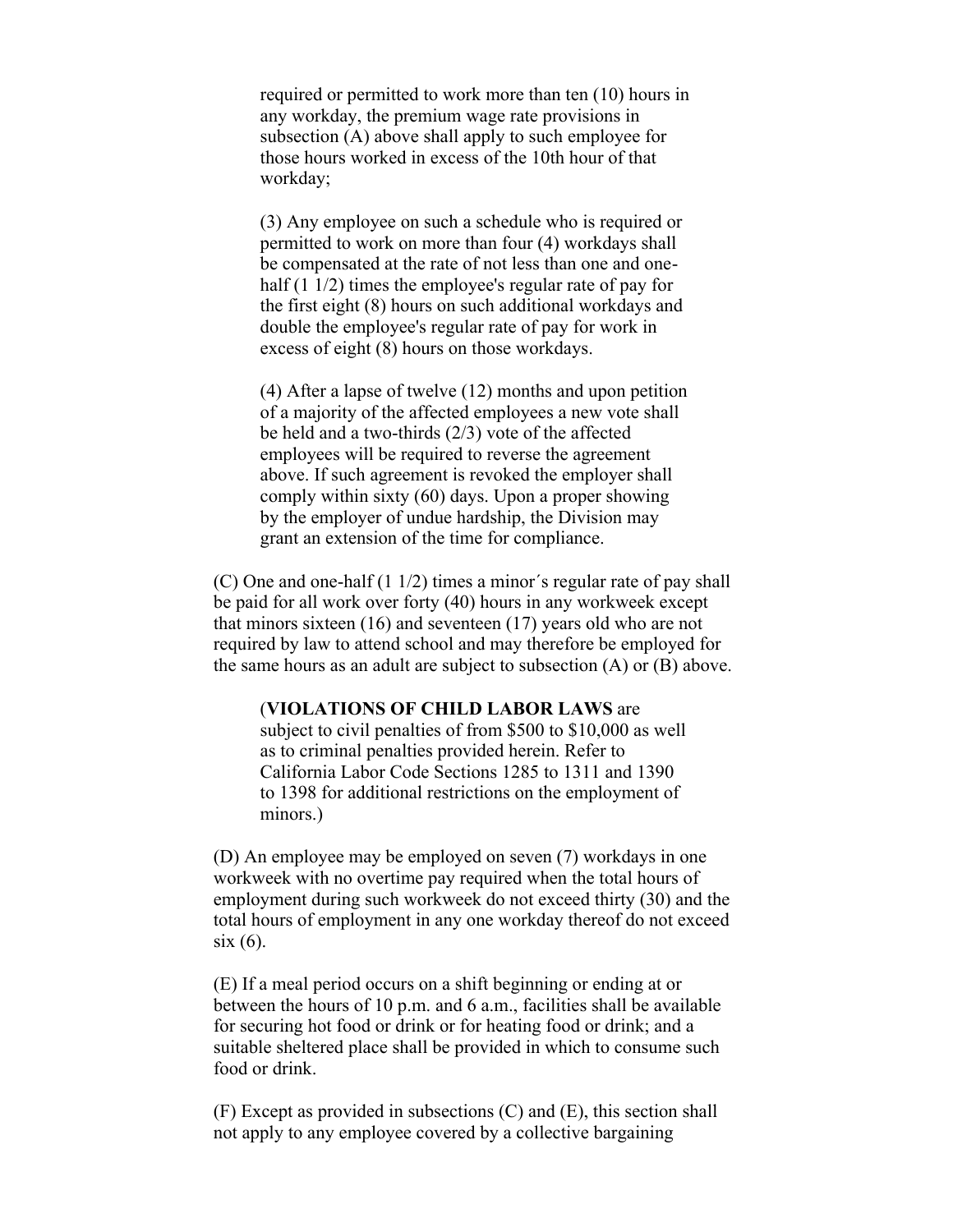required or permitted to work more than ten (10) hours in any workday, the premium wage rate provisions in subsection (A) above shall apply to such employee for those hours worked in excess of the 10th hour of that workday;

(3) Any employee on such a schedule who is required or permitted to work on more than four (4) workdays shall be compensated at the rate of not less than one and one-half (1 1/2) times the employee's regular rate of pay for the first eight (8) hours on such additional workdays and double the employee's regular rate of pay for work in excess of eight (8) hours on those workdays.

(4) After a lapse of twelve (12) months and upon petition of a majority of the affected employees a new vote shall be held and a two-thirds (2/3) vote of the affected employees will be required to reverse the agreement above. If such agreement is revoked the employer shall comply within sixty (60) days. Upon a proper showing by the employer of undue hardship, the Division may grant an extension of the time for compliance.

(C) One and one-half (1 1/2) times a minor´s regular rate of pay shall be paid for all work over forty (40) hours in any workweek except that minors sixteen (16) and seventeen (17) years old who are not required by law to attend school and may therefore be employed for the same hours as an adult are subject to subsection (A) or (B) above.

(**VIOLATIONS OF CHILD LABOR LAWS** are subject to civil penalties of from $500 to $10,000 as well as to criminal penalties provided herein. Refer to California Labor Code Sections 1285 to 1311 and 1390 to 1398 for additional restrictions on the employment of minors.)

(D) An employee may be employed on seven (7) workdays in one workweek with no overtime pay required when the total hours of employment during such workweek do not exceed thirty (30) and the total hours of employment in any one workday thereof do not exceed six (6).

(E) If a meal period occurs on a shift beginning or ending at or between the hours of 10 p.m. and 6 a.m., facilities shall be available for securing hot food or drink or for heating food or drink; and a suitable sheltered place shall be provided in which to consume such food or drink.

(F) Except as provided in subsections (C) and (E), this section shall not apply to any employee covered by a collective bargaining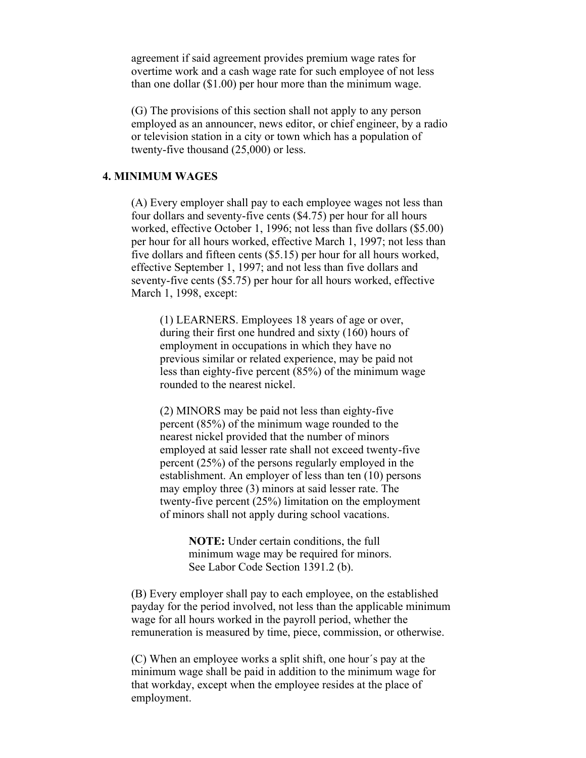agreement if said agreement provides premium wage rates for overtime work and a cash wage rate for such employee of not less than one dollar ($1.00) per hour more than the minimum wage.

(G) The provisions of this section shall not apply to any person employed as an announcer, news editor, or chief engineer, by a radio or television station in a city or town which has a population of twenty-five thousand (25,000) or less.

## 4. MINIMUM WAGES

(A) Every employer shall pay to each employee wages not less than four dollars and seventy-five cents ($4.75) per hour for all hours worked, effective October 1, 1996; not less than five dollars ($5.00) per hour for all hours worked, effective March 1, 1997; not less than five dollars and fifteen cents ($5.15) per hour for all hours worked, effective September 1, 1997; and not less than five dollars and seventy-five cents ($5.75) per hour for all hours worked, effective March 1, 1998, except:

(1) LEARNERS. Employees 18 years of age or over, during their first one hundred and sixty (160) hours of employment in occupations in which they have no previous similar or related experience, may be paid not less than eighty-five percent (85%) of the minimum wage rounded to the nearest nickel.

(2) MINORS may be paid not less than eighty-five percent (85%) of the minimum wage rounded to the nearest nickel provided that the number of minors employed at said lesser rate shall not exceed twenty-five percent (25%) of the persons regularly employed in the establishment. An employer of less than ten (10) persons may employ three (3) minors at said lesser rate. The twenty-five percent (25%) limitation on the employment of minors shall not apply during school vacations.

**NOTE:** Under certain conditions, the full minimum wage may be required for minors. See Labor Code Section 1391.2 (b).

(B) Every employer shall pay to each employee, on the established payday for the period involved, not less than the applicable minimum wage for all hours worked in the payroll period, whether the remuneration is measured by time, piece, commission, or otherwise.

(C) When an employee works a split shift, one hour´s pay at the minimum wage shall be paid in addition to the minimum wage for that workday, except when the employee resides at the place of employment.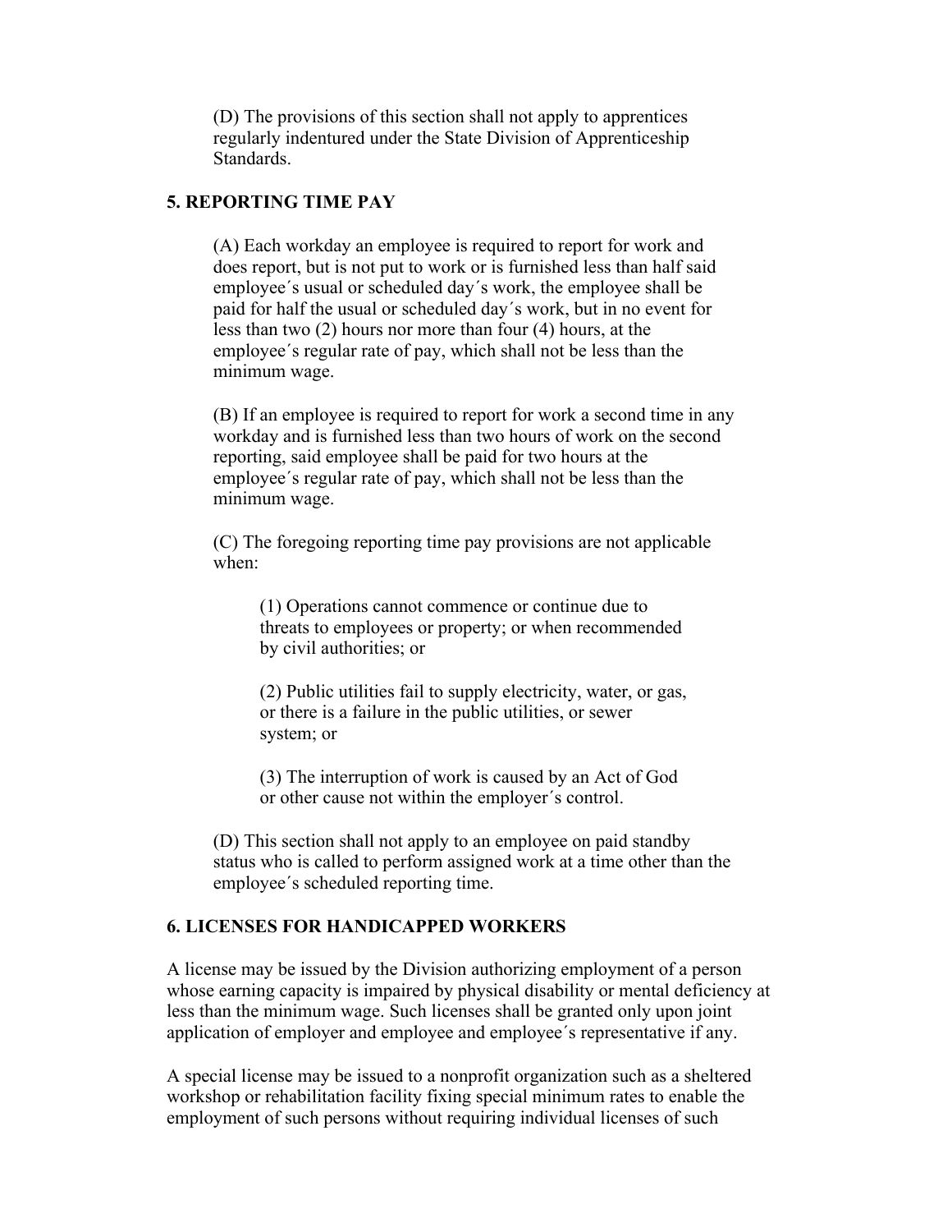(D) The provisions of this section shall not apply to apprentices regularly indentured under the State Division of Apprenticeship Standards.

## 5. REPORTING TIME PAY

(A) Each workday an employee is required to report for work and does report, but is not put to work or is furnished less than half said employee´s usual or scheduled day´s work, the employee shall be paid for half the usual or scheduled day´s work, but in no event for less than two (2) hours nor more than four (4) hours, at the employee´s regular rate of pay, which shall not be less than the minimum wage.

(B) If an employee is required to report for work a second time in any workday and is furnished less than two hours of work on the second reporting, said employee shall be paid for two hours at the employee´s regular rate of pay, which shall not be less than the minimum wage.

(C) The foregoing reporting time pay provisions are not applicable when:

(1) Operations cannot commence or continue due to threats to employees or property; or when recommended by civil authorities; or

(2) Public utilities fail to supply electricity, water, or gas, or there is a failure in the public utilities, or sewer system; or

(3) The interruption of work is caused by an Act of God or other cause not within the employer´s control.

(D) This section shall not apply to an employee on paid standby status who is called to perform assigned work at a time other than the employee´s scheduled reporting time.

## 6. LICENSES FOR HANDICAPPED WORKERS

A license may be issued by the Division authorizing employment of a person whose earning capacity is impaired by physical disability or mental deficiency at less than the minimum wage. Such licenses shall be granted only upon joint application of employer and employee and employee´s representative if any.

A special license may be issued to a nonprofit organization such as a sheltered workshop or rehabilitation facility fixing special minimum rates to enable the employment of such persons without requiring individual licenses of such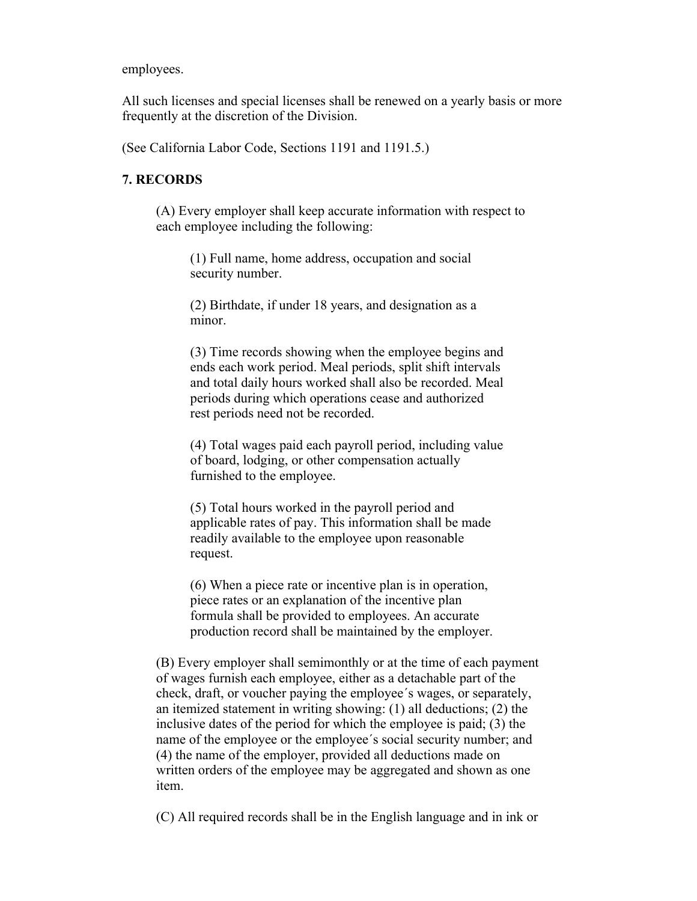employees.

All such licenses and special licenses shall be renewed on a yearly basis or more frequently at the discretion of the Division.

(See California Labor Code, Sections 1191 and 1191.5.)

**7. RECORDS**

(A) Every employer shall keep accurate information with respect to each employee including the following:

(1) Full name, home address, occupation and social security number.

(2) Birthdate, if under 18 years, and designation as a minor.

(3) Time records showing when the employee begins and ends each work period. Meal periods, split shift intervals and total daily hours worked shall also be recorded. Meal periods during which operations cease and authorized rest periods need not be recorded.

(4) Total wages paid each payroll period, including value of board, lodging, or other compensation actually furnished to the employee.

(5) Total hours worked in the payroll period and applicable rates of pay. This information shall be made readily available to the employee upon reasonable request.

(6) When a piece rate or incentive plan is in operation, piece rates or an explanation of the incentive plan formula shall be provided to employees. An accurate production record shall be maintained by the employer.

(B) Every employer shall semimonthly or at the time of each payment of wages furnish each employee, either as a detachable part of the check, draft, or voucher paying the employee´s wages, or separately, an itemized statement in writing showing: (1) all deductions; (2) the inclusive dates of the period for which the employee is paid; (3) the name of the employee or the employee´s social security number; and (4) the name of the employer, provided all deductions made on written orders of the employee may be aggregated and shown as one item.

(C) All required records shall be in the English language and in ink or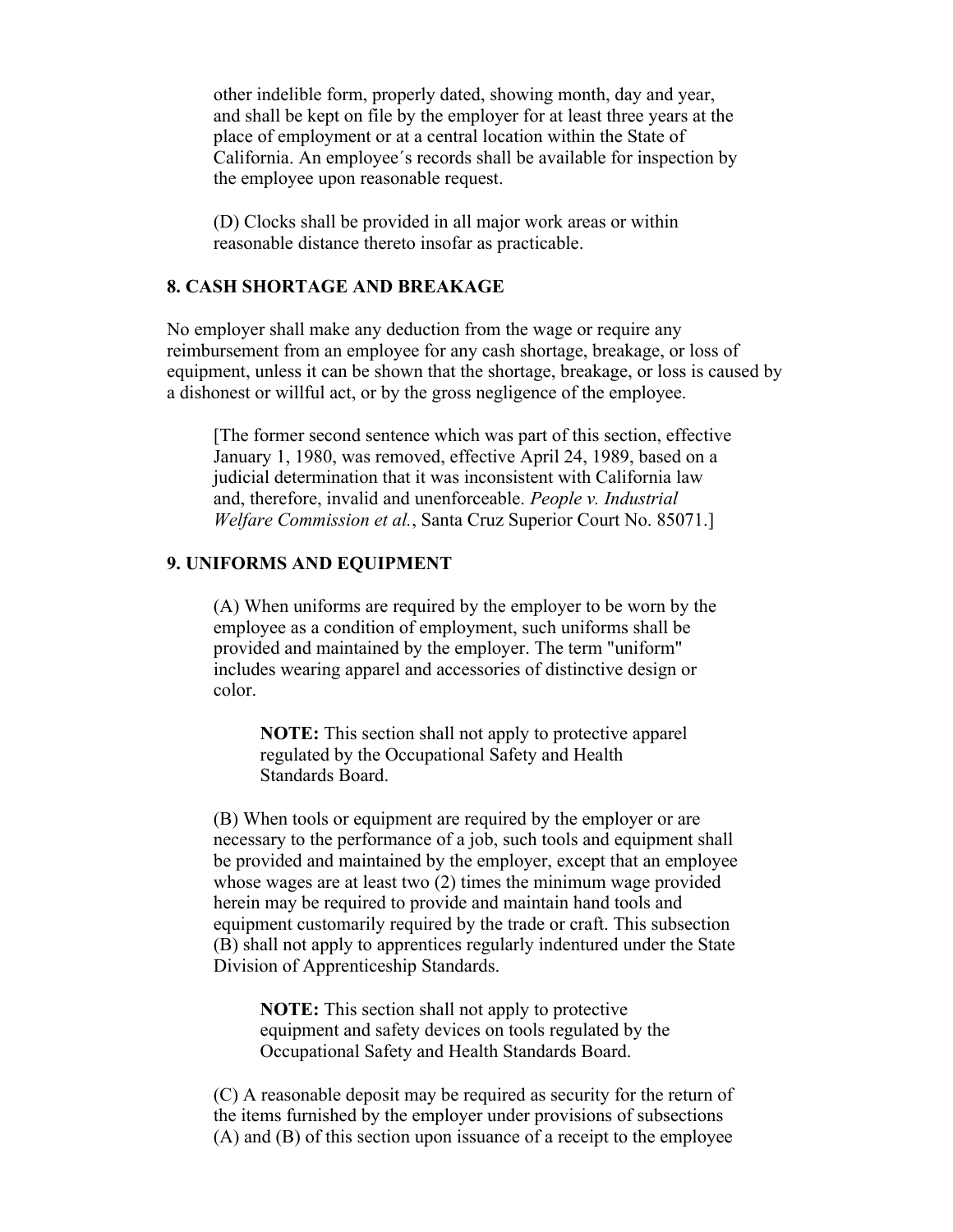other indelible form, properly dated, showing month, day and year, and shall be kept on file by the employer for at least three years at the place of employment or at a central location within the State of California. An employee´s records shall be available for inspection by the employee upon reasonable request.

(D) Clocks shall be provided in all major work areas or within reasonable distance thereto insofar as practicable.

### 8. CASH SHORTAGE AND BREAKAGE

No employer shall make any deduction from the wage or require any reimbursement from an employee for any cash shortage, breakage, or loss of equipment, unless it can be shown that the shortage, breakage, or loss is caused by a dishonest or willful act, or by the gross negligence of the employee.

[The former second sentence which was part of this section, effective January 1, 1980, was removed, effective April 24, 1989, based on a judicial determination that it was inconsistent with California law and, therefore, invalid and unenforceable. *People v. Industrial Welfare Commission et al.*, Santa Cruz Superior Court No. 85071.]

### 9. UNIFORMS AND EQUIPMENT

(A) When uniforms are required by the employer to be worn by the employee as a condition of employment, such uniforms shall be provided and maintained by the employer. The term "uniform" includes wearing apparel and accessories of distinctive design or color.

> **NOTE:** This section shall not apply to protective apparel regulated by the Occupational Safety and Health Standards Board.

(B) When tools or equipment are required by the employer or are necessary to the performance of a job, such tools and equipment shall be provided and maintained by the employer, except that an employee whose wages are at least two (2) times the minimum wage provided herein may be required to provide and maintain hand tools and equipment customarily required by the trade or craft. This subsection (B) shall not apply to apprentices regularly indentured under the State Division of Apprenticeship Standards.

> **NOTE:** This section shall not apply to protective equipment and safety devices on tools regulated by the Occupational Safety and Health Standards Board.

(C) A reasonable deposit may be required as security for the return of the items furnished by the employer under provisions of subsections (A) and (B) of this section upon issuance of a receipt to the employee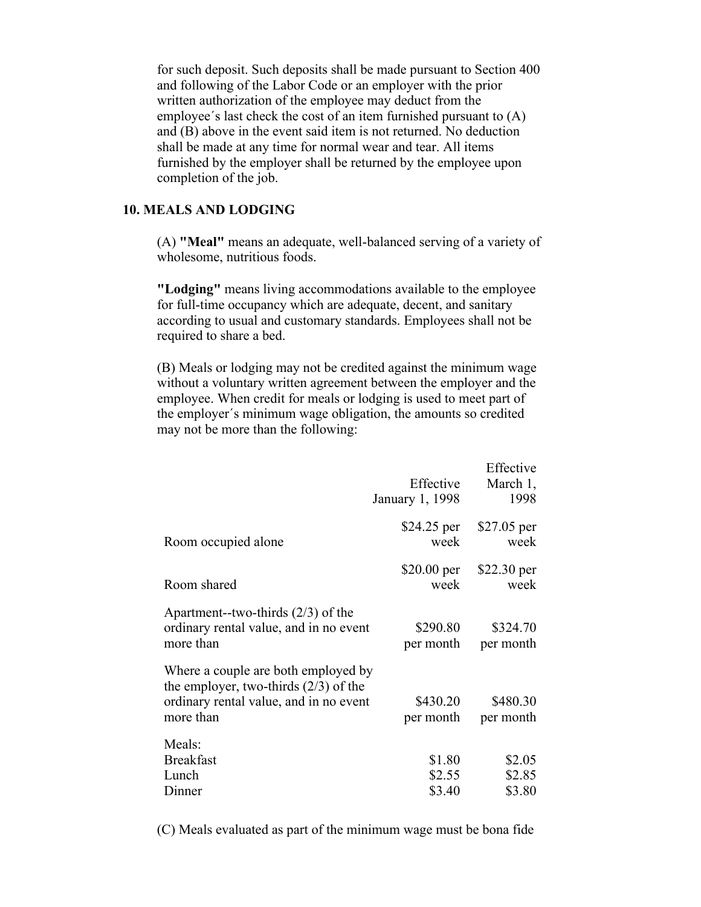for such deposit. Such deposits shall be made pursuant to Section 400 and following of the Labor Code or an employer with the prior written authorization of the employee may deduct from the employee´s last check the cost of an item furnished pursuant to (A) and (B) above in the event said item is not returned. No deduction shall be made at any time for normal wear and tear. All items furnished by the employer shall be returned by the employee upon completion of the job.

## 10. MEALS AND LODGING

(A) **"Meal"** means an adequate, well-balanced serving of a variety of wholesome, nutritious foods.

**"Lodging"** means living accommodations available to the employee for full-time occupancy which are adequate, decent, and sanitary according to usual and customary standards. Employees shall not be required to share a bed.

(B) Meals or lodging may not be credited against the minimum wage without a voluntary written agreement between the employer and the employee. When credit for meals or lodging is used to meet part of the employer´s minimum wage obligation, the amounts so credited may not be more than the following:

| | Effective January 1, 1998 | Effective March 1, 1998 |
|---|---|---|
| Room occupied alone | $24.25 per week | $27.05 per week |
| Room shared | $20.00 per week | $22.30 per week |
| Apartment--two-thirds (2/3) of the ordinary rental value, and in no event more than | $290.80 per month | $324.70 per month |
| Where a couple are both employed by the employer, two-thirds (2/3) of the ordinary rental value, and in no event more than | $430.20 per month | $480.30 per month |
| Meals: | | |
| Breakfast | $1.80 | $2.05 |
| Lunch | $2.55 | $2.85 |
| Dinner | $3.40 | $3.80 |

(C) Meals evaluated as part of the minimum wage must be bona fide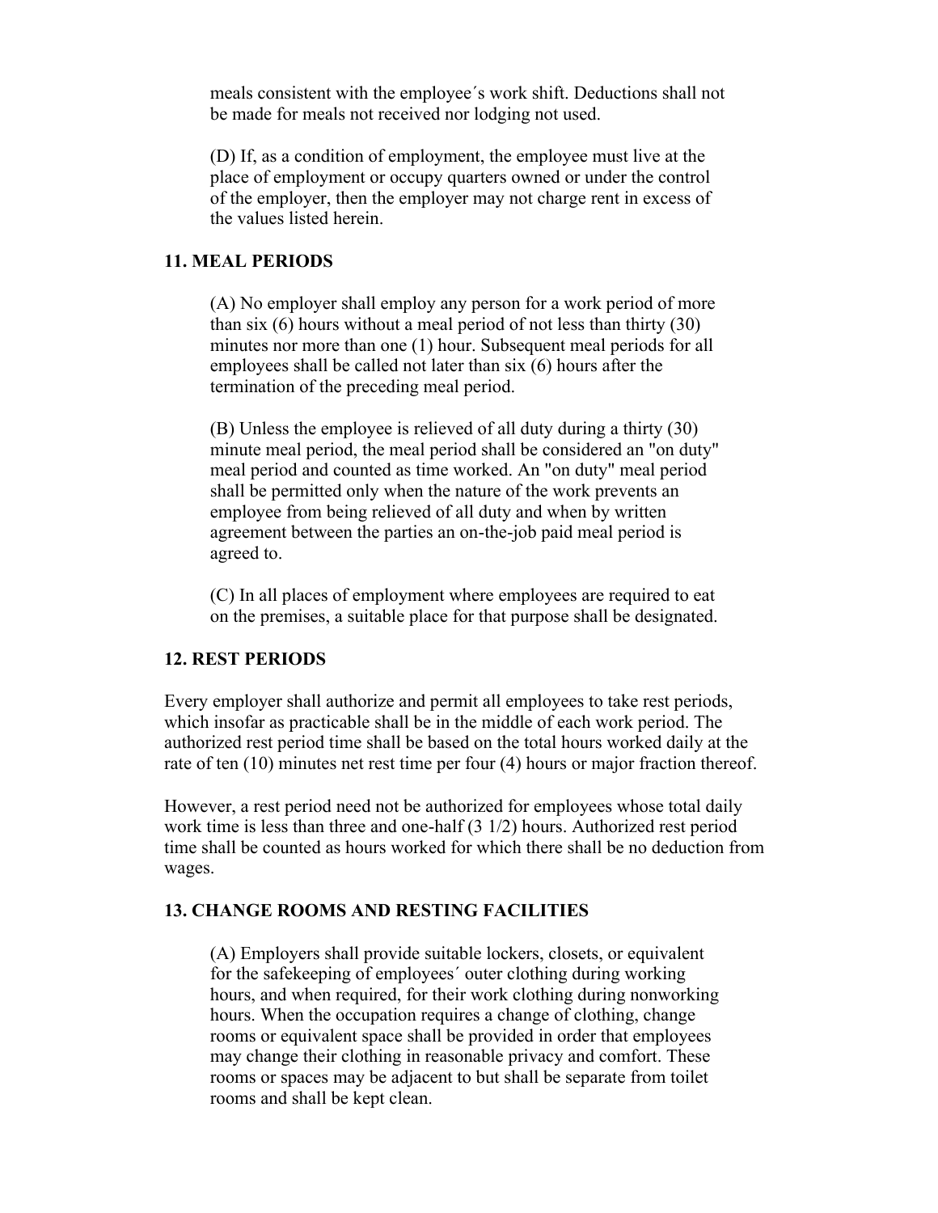meals consistent with the employee´s work shift. Deductions shall not be made for meals not received nor lodging not used.

(D) If, as a condition of employment, the employee must live at the place of employment or occupy quarters owned or under the control of the employer, then the employer may not charge rent in excess of the values listed herein.

### 11. MEAL PERIODS

(A) No employer shall employ any person for a work period of more than six (6) hours without a meal period of not less than thirty (30) minutes nor more than one (1) hour. Subsequent meal periods for all employees shall be called not later than six (6) hours after the termination of the preceding meal period.

(B) Unless the employee is relieved of all duty during a thirty (30) minute meal period, the meal period shall be considered an "on duty" meal period and counted as time worked. An "on duty" meal period shall be permitted only when the nature of the work prevents an employee from being relieved of all duty and when by written agreement between the parties an on-the-job paid meal period is agreed to.

(C) In all places of employment where employees are required to eat on the premises, a suitable place for that purpose shall be designated.

### 12. REST PERIODS

Every employer shall authorize and permit all employees to take rest periods, which insofar as practicable shall be in the middle of each work period. The authorized rest period time shall be based on the total hours worked daily at the rate of ten (10) minutes net rest time per four (4) hours or major fraction thereof.

However, a rest period need not be authorized for employees whose total daily work time is less than three and one-half (3 1/2) hours. Authorized rest period time shall be counted as hours worked for which there shall be no deduction from wages.

### 13. CHANGE ROOMS AND RESTING FACILITIES

(A) Employers shall provide suitable lockers, closets, or equivalent for the safekeeping of employees´ outer clothing during working hours, and when required, for their work clothing during nonworking hours. When the occupation requires a change of clothing, change rooms or equivalent space shall be provided in order that employees may change their clothing in reasonable privacy and comfort. These rooms or spaces may be adjacent to but shall be separate from toilet rooms and shall be kept clean.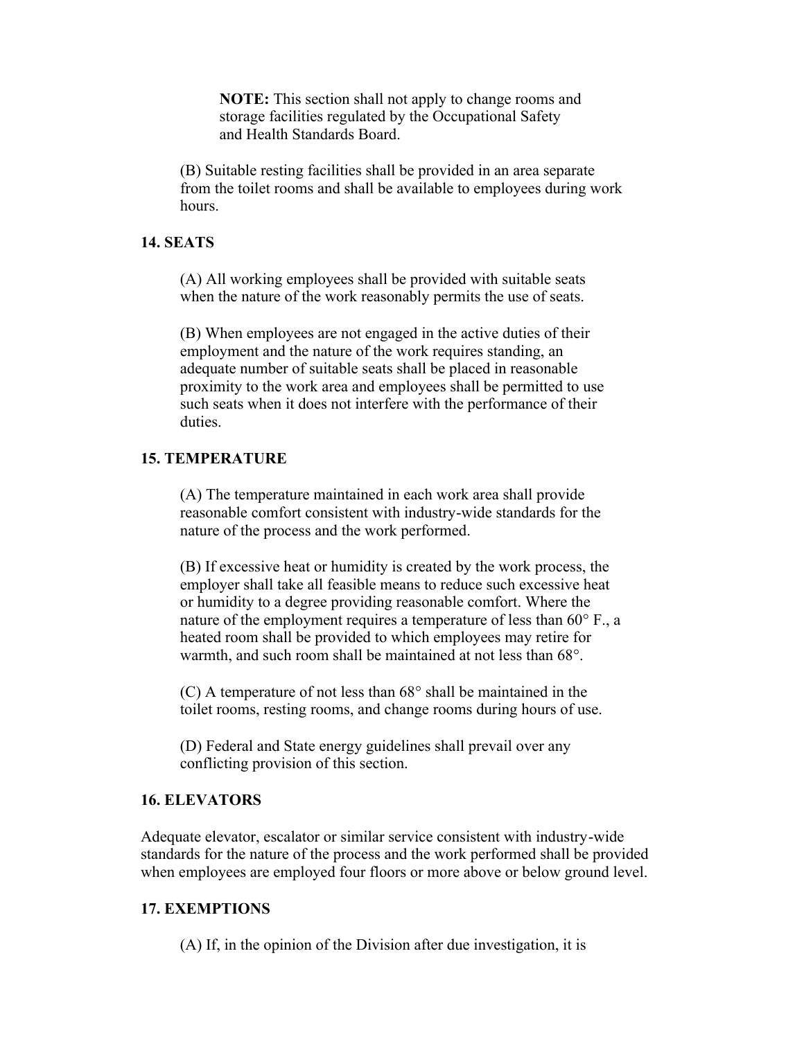**NOTE:** This section shall not apply to change rooms and storage facilities regulated by the Occupational Safety and Health Standards Board.

(B) Suitable resting facilities shall be provided in an area separate from the toilet rooms and shall be available to employees during work hours.

### 14. SEATS

(A) All working employees shall be provided with suitable seats when the nature of the work reasonably permits the use of seats.

(B) When employees are not engaged in the active duties of their employment and the nature of the work requires standing, an adequate number of suitable seats shall be placed in reasonable proximity to the work area and employees shall be permitted to use such seats when it does not interfere with the performance of their duties.

### 15. TEMPERATURE

(A) The temperature maintained in each work area shall provide reasonable comfort consistent with industry-wide standards for the nature of the process and the work performed.

(B) If excessive heat or humidity is created by the work process, the employer shall take all feasible means to reduce such excessive heat or humidity to a degree providing reasonable comfort. Where the nature of the employment requires a temperature of less than 60° F., a heated room shall be provided to which employees may retire for warmth, and such room shall be maintained at not less than 68°.

(C) A temperature of not less than 68° shall be maintained in the toilet rooms, resting rooms, and change rooms during hours of use.

(D) Federal and State energy guidelines shall prevail over any conflicting provision of this section.

### 16. ELEVATORS

Adequate elevator, escalator or similar service consistent with industry-wide standards for the nature of the process and the work performed shall be provided when employees are employed four floors or more above or below ground level.

### 17. EXEMPTIONS

(A) If, in the opinion of the Division after due investigation, it is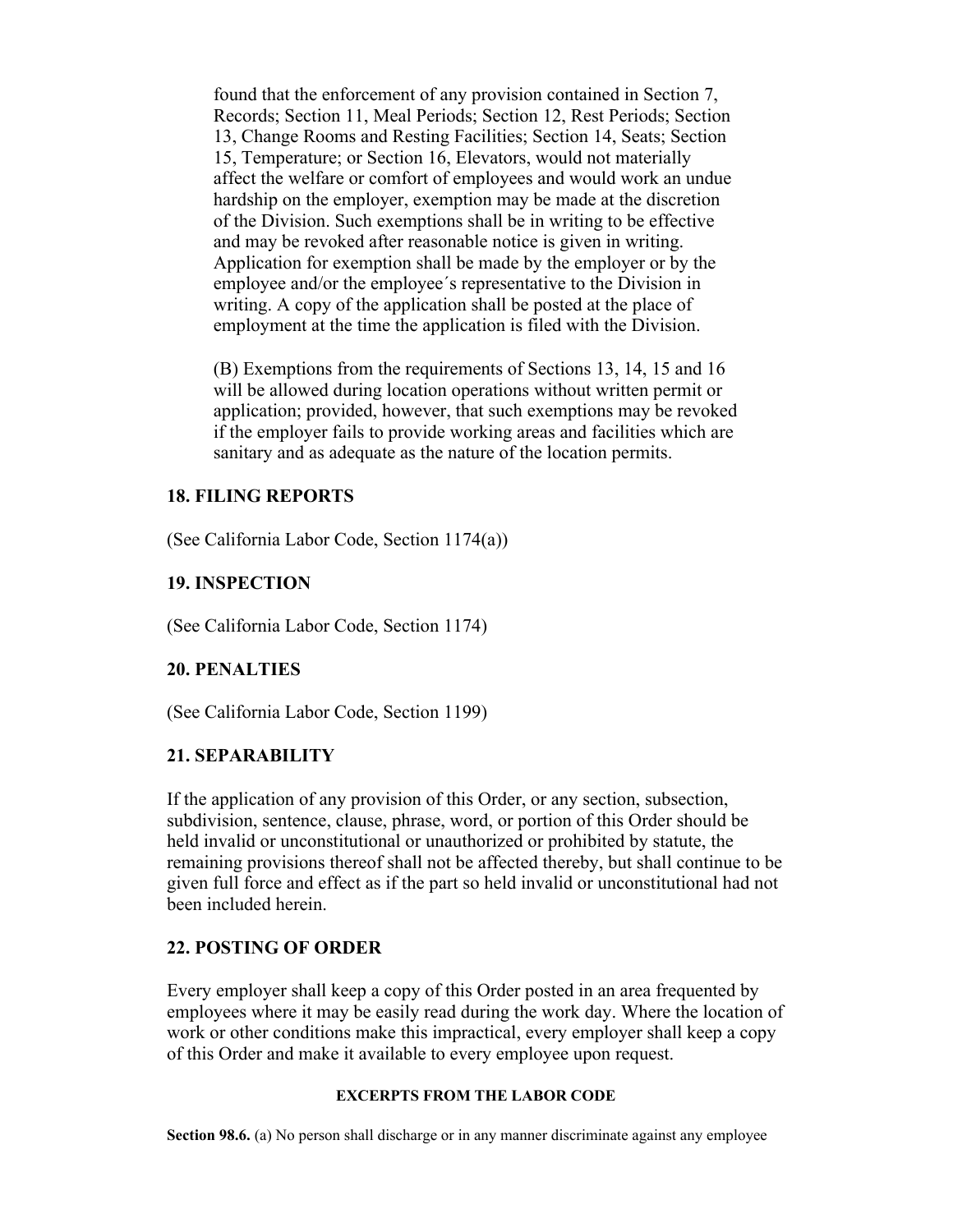found that the enforcement of any provision contained in Section 7, Records; Section 11, Meal Periods; Section 12, Rest Periods; Section 13, Change Rooms and Resting Facilities; Section 14, Seats; Section 15, Temperature; or Section 16, Elevators, would not materially affect the welfare or comfort of employees and would work an undue hardship on the employer, exemption may be made at the discretion of the Division. Such exemptions shall be in writing to be effective and may be revoked after reasonable notice is given in writing. Application for exemption shall be made by the employer or by the employee and/or the employee´s representative to the Division in writing. A copy of the application shall be posted at the place of employment at the time the application is filed with the Division.

(B) Exemptions from the requirements of Sections 13, 14, 15 and 16 will be allowed during location operations without written permit or application; provided, however, that such exemptions may be revoked if the employer fails to provide working areas and facilities which are sanitary and as adequate as the nature of the location permits.

## 18. FILING REPORTS

(See California Labor Code, Section 1174(a))

## 19. INSPECTION

(See California Labor Code, Section 1174)

## 20. PENALTIES

(See California Labor Code, Section 1199)

## 21. SEPARABILITY

If the application of any provision of this Order, or any section, subsection, subdivision, sentence, clause, phrase, word, or portion of this Order should be held invalid or unconstitutional or unauthorized or prohibited by statute, the remaining provisions thereof shall not be affected thereby, but shall continue to be given full force and effect as if the part so held invalid or unconstitutional had not been included herein.

## 22. POSTING OF ORDER

Every employer shall keep a copy of this Order posted in an area frequented by employees where it may be easily read during the work day. Where the location of work or other conditions make this impractical, every employer shall keep a copy of this Order and make it available to every employee upon request.

### EXCERPTS FROM THE LABOR CODE

**Section 98.6.** (a) No person shall discharge or in any manner discriminate against any employee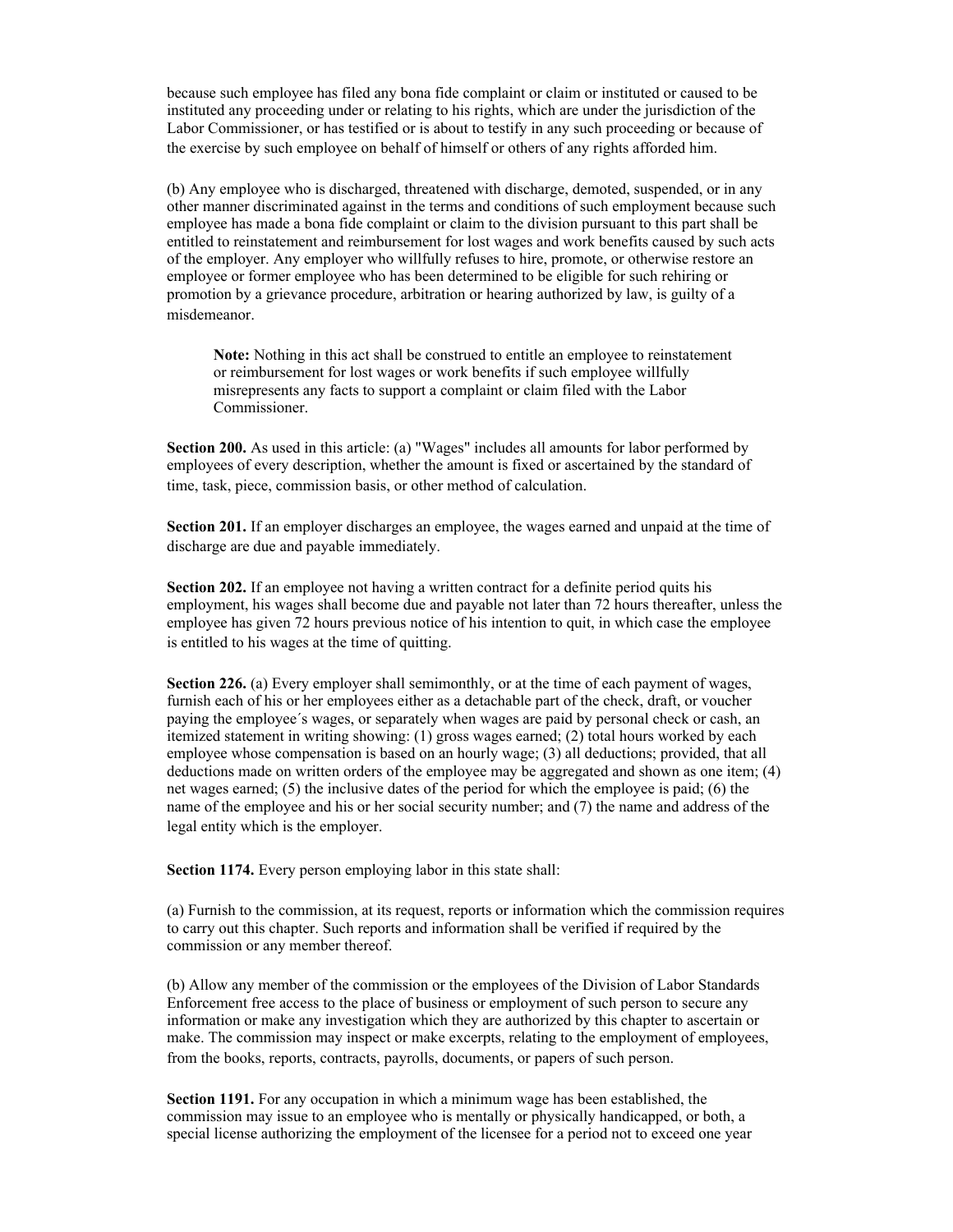because such employee has filed any bona fide complaint or claim or instituted or caused to be instituted any proceeding under or relating to his rights, which are under the jurisdiction of the Labor Commissioner, or has testified or is about to testify in any such proceeding or because of the exercise by such employee on behalf of himself or others of any rights afforded him.

(b) Any employee who is discharged, threatened with discharge, demoted, suspended, or in any other manner discriminated against in the terms and conditions of such employment because such employee has made a bona fide complaint or claim to the division pursuant to this part shall be entitled to reinstatement and reimbursement for lost wages and work benefits caused by such acts of the employer. Any employer who willfully refuses to hire, promote, or otherwise restore an employee or former employee who has been determined to be eligible for such rehiring or promotion by a grievance procedure, arbitration or hearing authorized by law, is guilty of a misdemeanor.

> **Note:** Nothing in this act shall be construed to entitle an employee to reinstatement or reimbursement for lost wages or work benefits if such employee willfully misrepresents any facts to support a complaint or claim filed with the Labor Commissioner.

**Section 200.** As used in this article: (a) "Wages" includes all amounts for labor performed by employees of every description, whether the amount is fixed or ascertained by the standard of time, task, piece, commission basis, or other method of calculation.

**Section 201.** If an employer discharges an employee, the wages earned and unpaid at the time of discharge are due and payable immediately.

**Section 202.** If an employee not having a written contract for a definite period quits his employment, his wages shall become due and payable not later than 72 hours thereafter, unless the employee has given 72 hours previous notice of his intention to quit, in which case the employee is entitled to his wages at the time of quitting.

**Section 226.** (a) Every employer shall semimonthly, or at the time of each payment of wages, furnish each of his or her employees either as a detachable part of the check, draft, or voucher paying the employee´s wages, or separately when wages are paid by personal check or cash, an itemized statement in writing showing: (1) gross wages earned; (2) total hours worked by each employee whose compensation is based on an hourly wage; (3) all deductions; provided, that all deductions made on written orders of the employee may be aggregated and shown as one item; (4) net wages earned; (5) the inclusive dates of the period for which the employee is paid; (6) the name of the employee and his or her social security number; and (7) the name and address of the legal entity which is the employer.

**Section 1174.** Every person employing labor in this state shall:

(a) Furnish to the commission, at its request, reports or information which the commission requires to carry out this chapter. Such reports and information shall be verified if required by the commission or any member thereof.

(b) Allow any member of the commission or the employees of the Division of Labor Standards Enforcement free access to the place of business or employment of such person to secure any information or make any investigation which they are authorized by this chapter to ascertain or make. The commission may inspect or make excerpts, relating to the employment of employees, from the books, reports, contracts, payrolls, documents, or papers of such person.

**Section 1191.** For any occupation in which a minimum wage has been established, the commission may issue to an employee who is mentally or physically handicapped, or both, a special license authorizing the employment of the licensee for a period not to exceed one year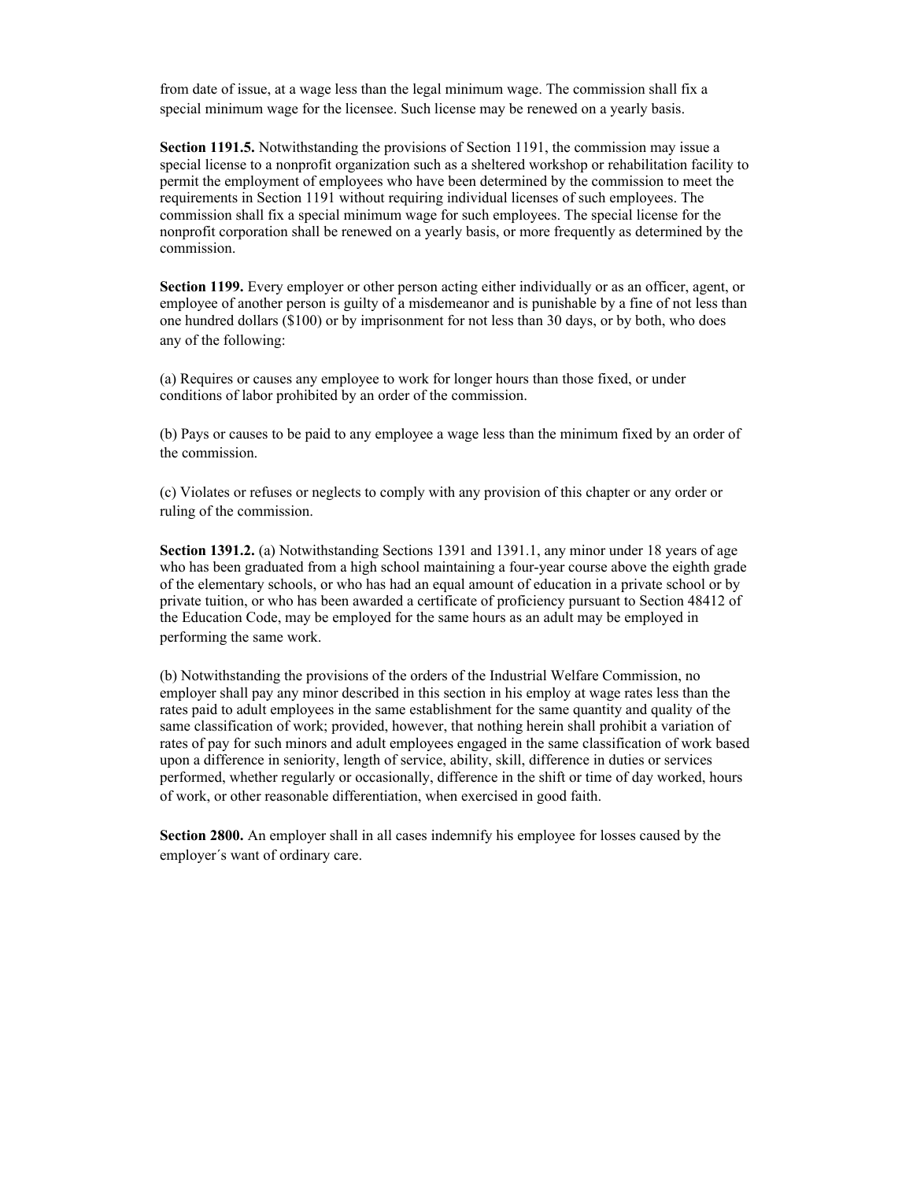from date of issue, at a wage less than the legal minimum wage. The commission shall fix a special minimum wage for the licensee. Such license may be renewed on a yearly basis.

**Section 1191.5.** Notwithstanding the provisions of Section 1191, the commission may issue a special license to a nonprofit organization such as a sheltered workshop or rehabilitation facility to permit the employment of employees who have been determined by the commission to meet the requirements in Section 1191 without requiring individual licenses of such employees. The commission shall fix a special minimum wage for such employees. The special license for the nonprofit corporation shall be renewed on a yearly basis, or more frequently as determined by the commission.

**Section 1199.** Every employer or other person acting either individually or as an officer, agent, or employee of another person is guilty of a misdemeanor and is punishable by a fine of not less than one hundred dollars ($100) or by imprisonment for not less than 30 days, or by both, who does any of the following:

(a) Requires or causes any employee to work for longer hours than those fixed, or under conditions of labor prohibited by an order of the commission.

(b) Pays or causes to be paid to any employee a wage less than the minimum fixed by an order of the commission.

(c) Violates or refuses or neglects to comply with any provision of this chapter or any order or ruling of the commission.

**Section 1391.2.** (a) Notwithstanding Sections 1391 and 1391.1, any minor under 18 years of age who has been graduated from a high school maintaining a four-year course above the eighth grade of the elementary schools, or who has had an equal amount of education in a private school or by private tuition, or who has been awarded a certificate of proficiency pursuant to Section 48412 of the Education Code, may be employed for the same hours as an adult may be employed in performing the same work.

(b) Notwithstanding the provisions of the orders of the Industrial Welfare Commission, no employer shall pay any minor described in this section in his employ at wage rates less than the rates paid to adult employees in the same establishment for the same quantity and quality of the same classification of work; provided, however, that nothing herein shall prohibit a variation of rates of pay for such minors and adult employees engaged in the same classification of work based upon a difference in seniority, length of service, ability, skill, difference in duties or services performed, whether regularly or occasionally, difference in the shift or time of day worked, hours of work, or other reasonable differentiation, when exercised in good faith.

**Section 2800.** An employer shall in all cases indemnify his employee for losses caused by the employer´s want of ordinary care.